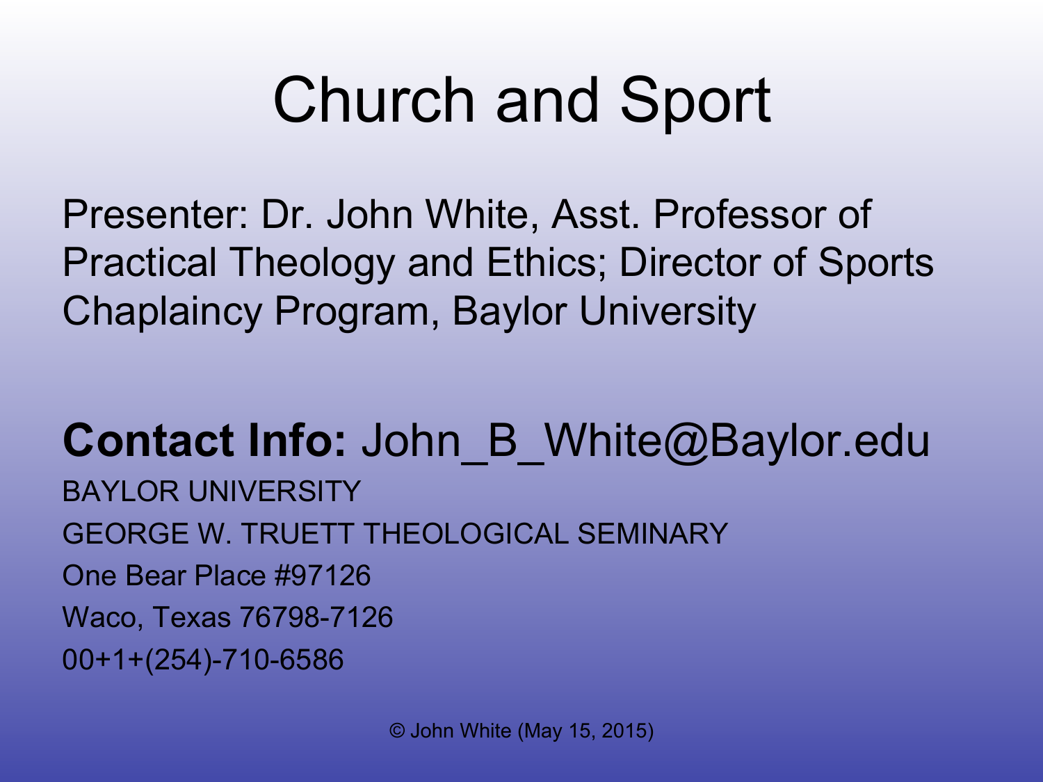# Church and Sport

Presenter: Dr. John White, Asst. Professor of Practical Theology and Ethics; Director of Sports Chaplaincy Program, Baylor University

**Contact Info:** John_B_White@Baylor.edu

BAYLOR UNIVERSITY

GEORGE W. TRUETT THEOLOGICAL SEMINARY

One Bear Place #97126

Waco, Texas 76798-7126

00+1+(254)-710-6586

© John White (May 15, 2015)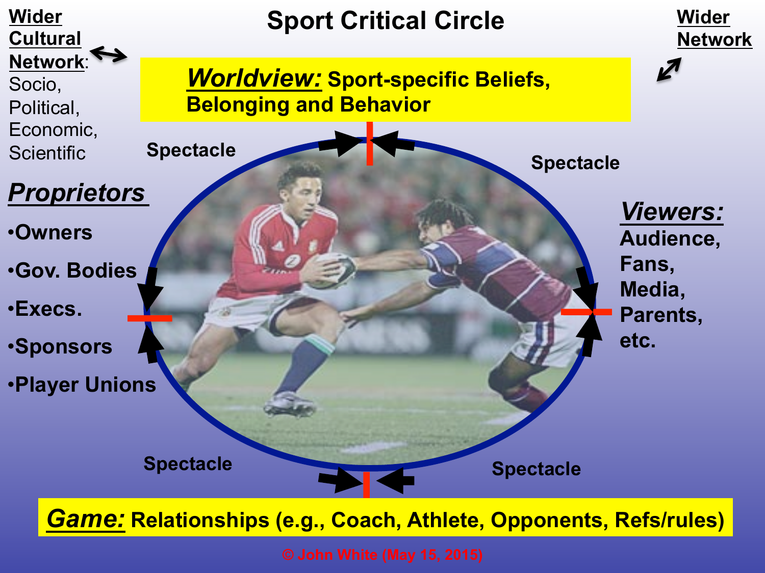# Sport Critical Circle

**Wider Cultural Network**: Socio, Political, Economic, Scientific

**Wider Network**

***Worldview:*** **Sport-specific Beliefs, Belonging and Behavior**

**Spectacle**

**Spectacle**

***Proprietors***

- **Owners**
- **Gov. Bodies**
- **Execs.**
- **Sponsors**
- **Player Unions**

***Viewers:*** **Audience, Fans, Media, Parents, etc.**

**Spectacle**

**Spectacle**

***Game:*** **Relationships (e.g., Coach, Athlete, Opponents, Refs/rules)**

© John White (May 15, 2015)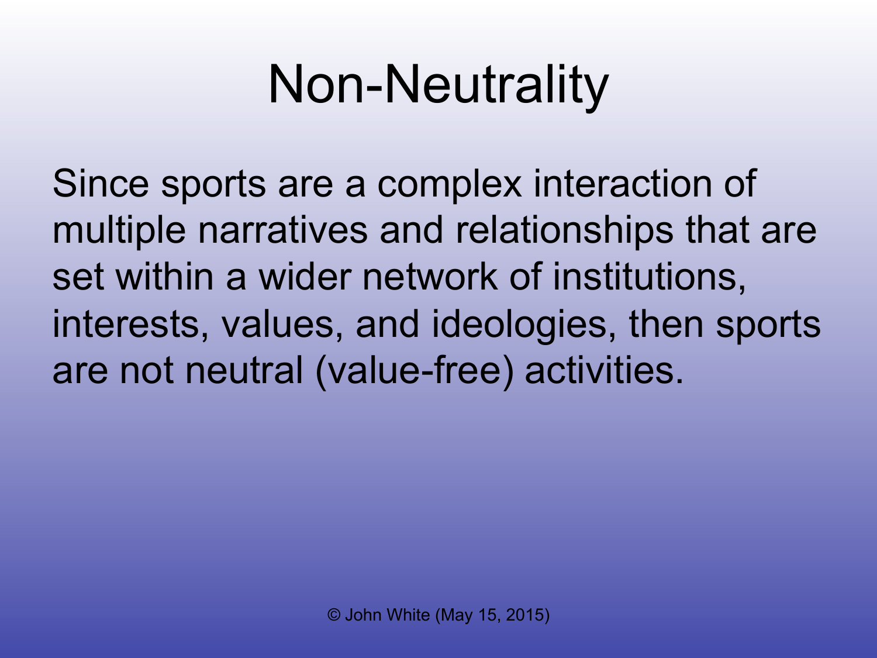# Non-Neutrality

Since sports are a complex interaction of multiple narratives and relationships that are set within a wider network of institutions, interests, values, and ideologies, then sports are not neutral (value-free) activities.

© John White (May 15, 2015)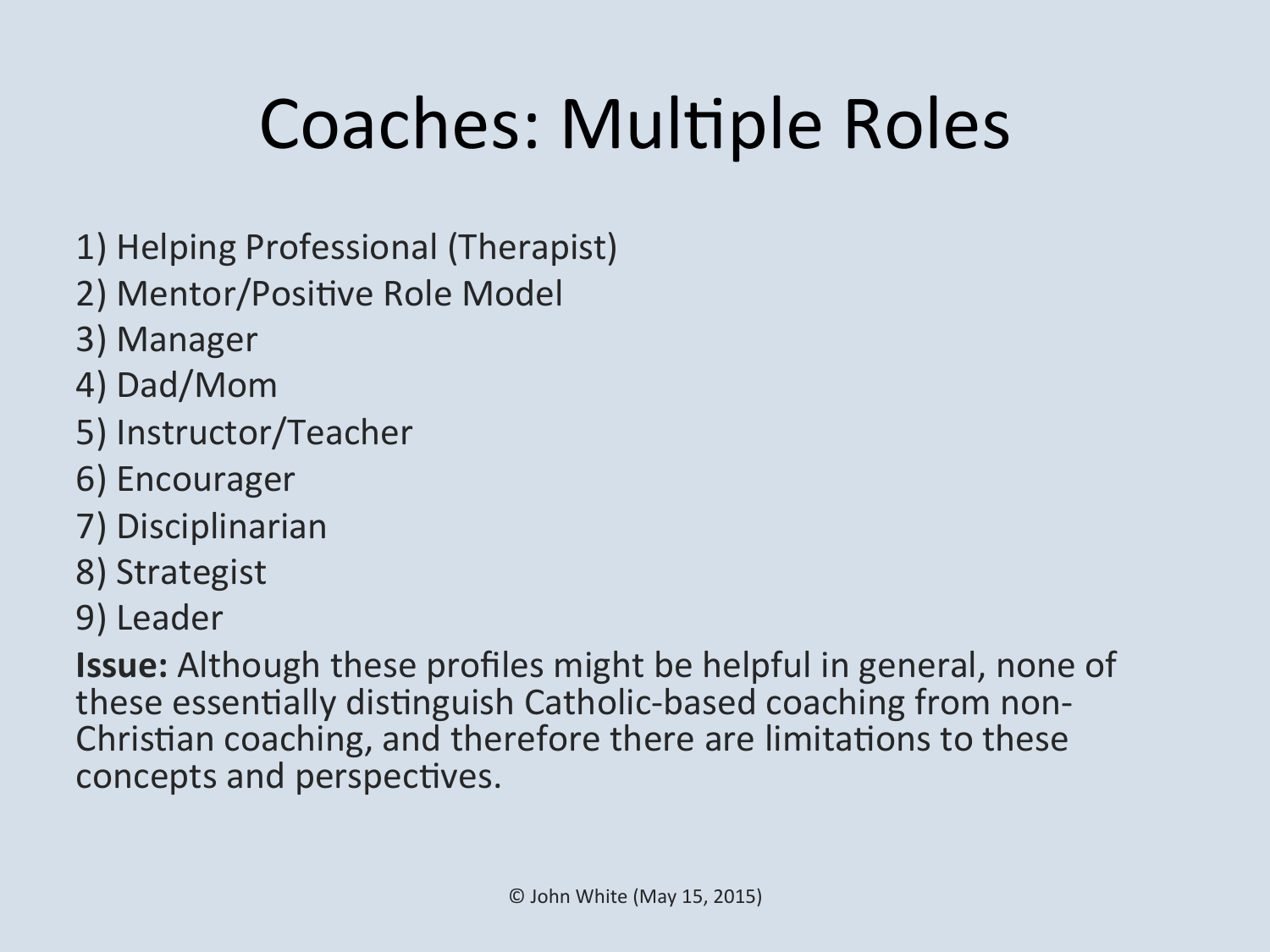# Coaches: Multiple Roles

1) Helping Professional (Therapist)
2) Mentor/Positive Role Model
3) Manager
4) Dad/Mom
5) Instructor/Teacher
6) Encourager
7) Disciplinarian
8) Strategist
9) Leader

**Issue:** Although these profiles might be helpful in general, none of these essentially distinguish Catholic-based coaching from non-Christian coaching, and therefore there are limitations to these concepts and perspectives.

© John White (May 15, 2015)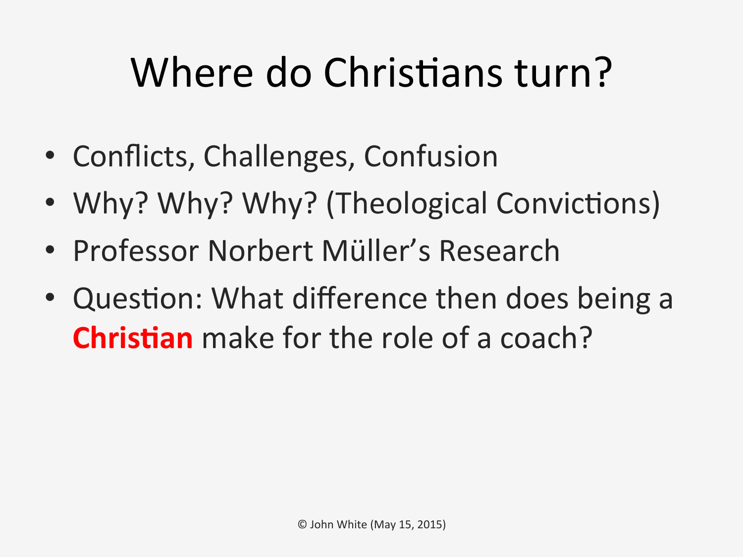# Where do Christians turn?

- Conflicts, Challenges, Confusion
- Why? Why? Why? (Theological Convictions)
- Professor Norbert Müller's Research
- Question: What difference then does being a **Christian** make for the role of a coach?

© John White (May 15, 2015)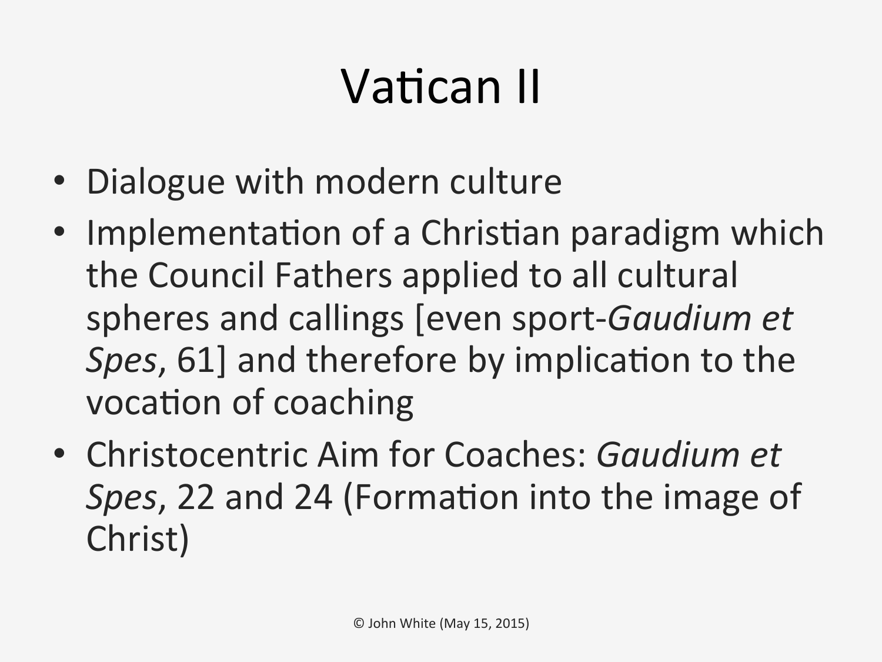# Vatican II

- Dialogue with modern culture
- Implementation of a Christian paradigm which the Council Fathers applied to all cultural spheres and callings [even sport-*Gaudium et Spes*, 61] and therefore by implication to the vocation of coaching
- Christocentric Aim for Coaches: *Gaudium et Spes*, 22 and 24 (Formation into the image of Christ)

© John White (May 15, 2015)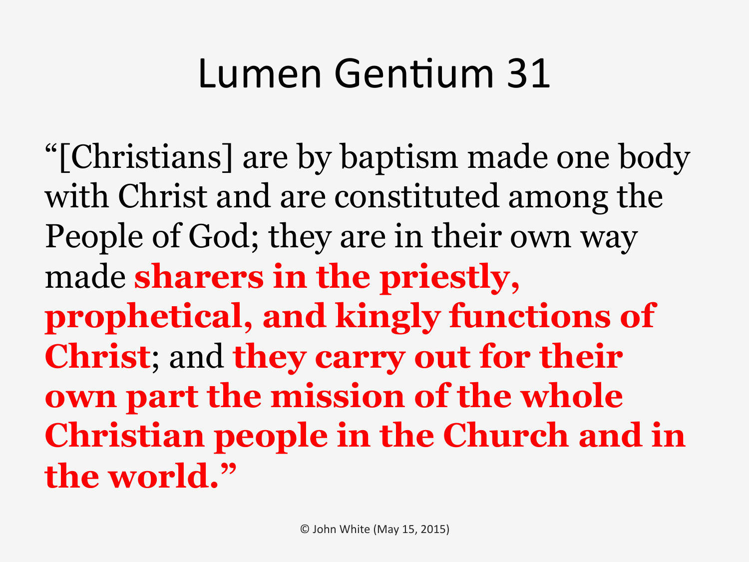# Lumen Gentium 31

“[Christians] are by baptism made one body with Christ and are constituted among the People of God; they are in their own way made **sharers in the priestly, prophetical, and kingly functions of Christ**; and **they carry out for their own part the mission of the whole Christian people in the Church and in the world.”**

© John White (May 15, 2015)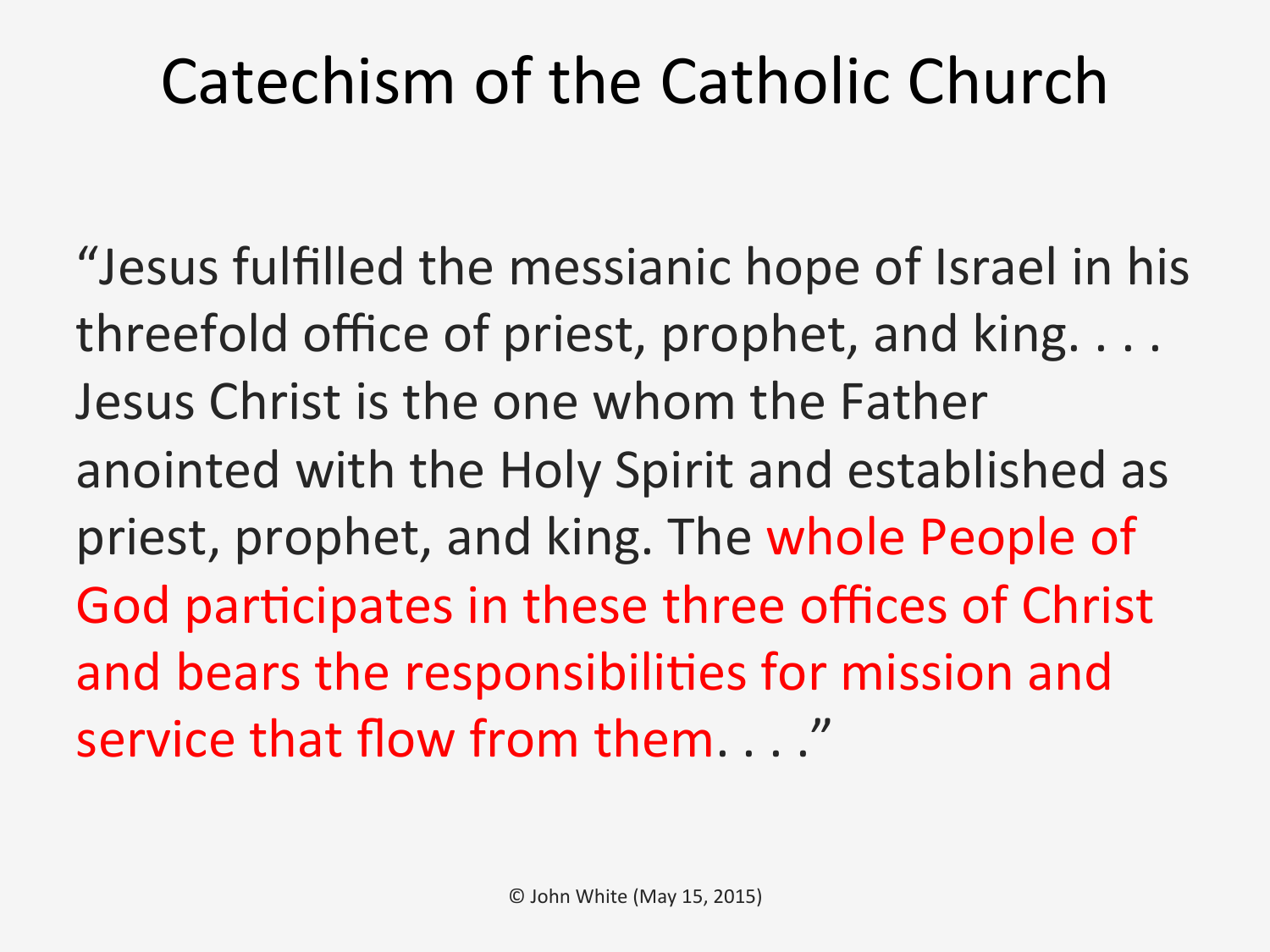# Catechism of the Catholic Church

"Jesus fulfilled the messianic hope of Israel in his threefold office of priest, prophet, and king. . . . Jesus Christ is the one whom the Father anointed with the Holy Spirit and established as priest, prophet, and king. The whole People of God participates in these three offices of Christ and bears the responsibilities for mission and service that flow from them. . . ."

© John White (May 15, 2015)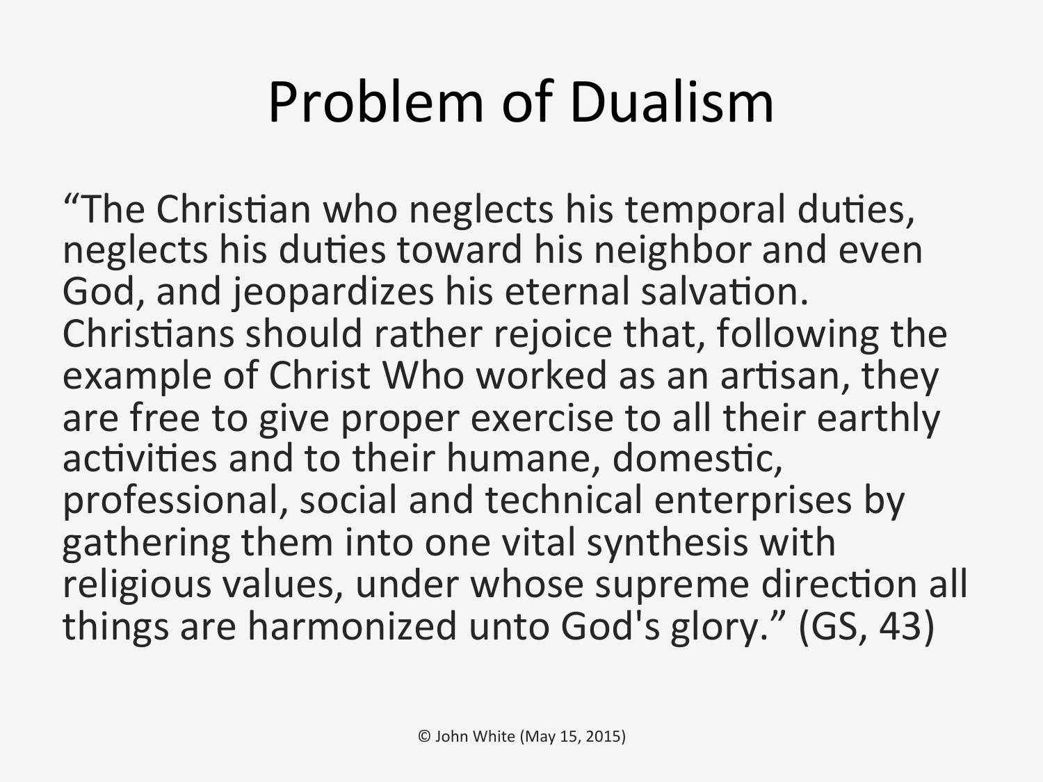# Problem of Dualism

"The Christian who neglects his temporal duties, neglects his duties toward his neighbor and even God, and jeopardizes his eternal salvation. Christians should rather rejoice that, following the example of Christ Who worked as an artisan, they are free to give proper exercise to all their earthly activities and to their humane, domestic, professional, social and technical enterprises by gathering them into one vital synthesis with religious values, under whose supreme direction all things are harmonized unto God's glory." (GS, 43)

© John White (May 15, 2015)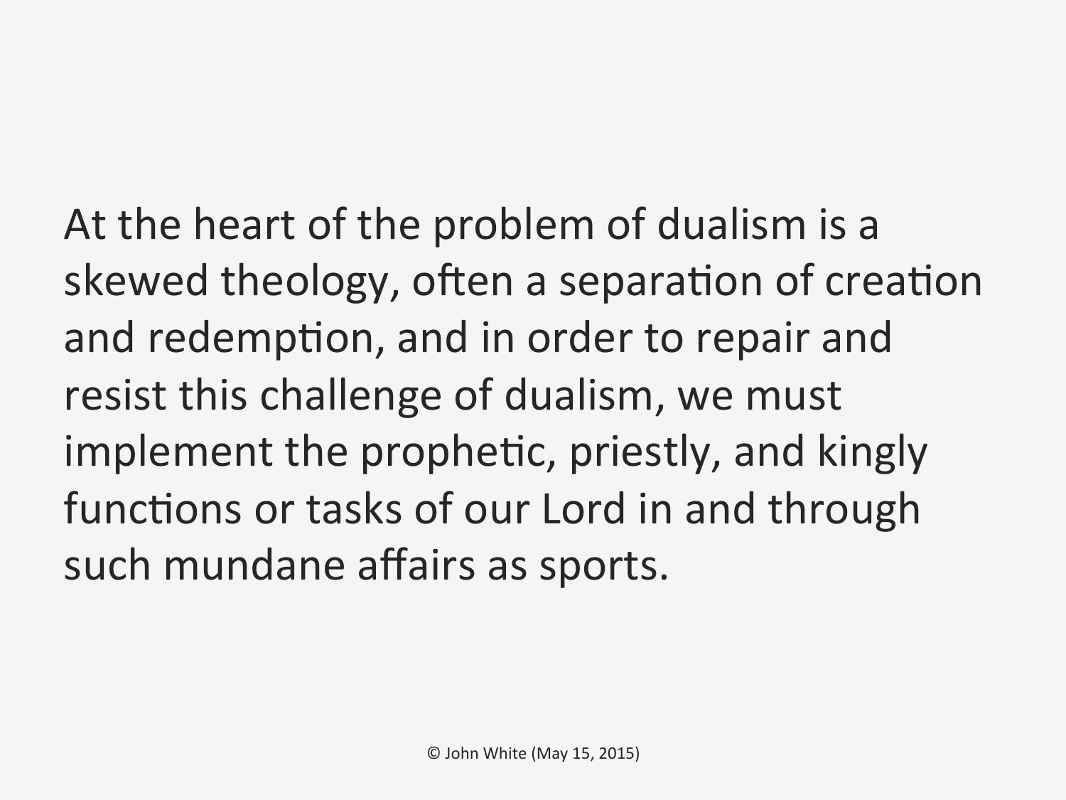At the heart of the problem of dualism is a skewed theology, often a separation of creation and redemption, and in order to repair and resist this challenge of dualism, we must implement the prophetic, priestly, and kingly functions or tasks of our Lord in and through such mundane affairs as sports.

© John White (May 15, 2015)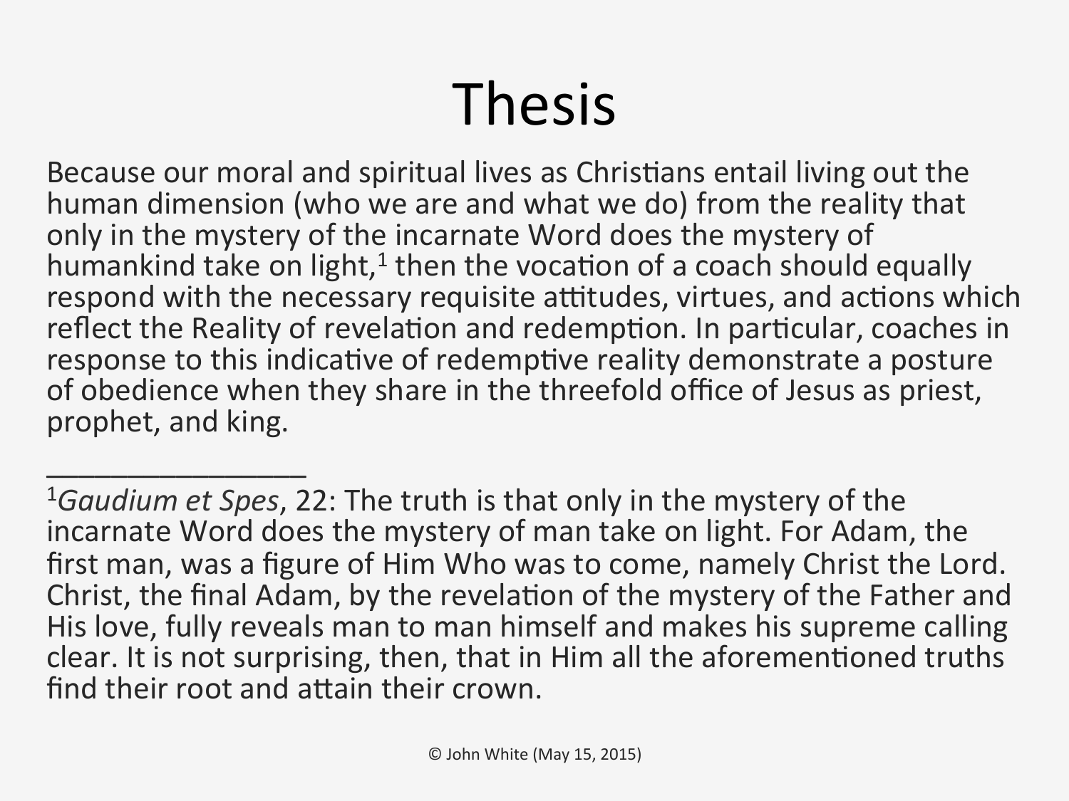# Thesis

Because our moral and spiritual lives as Christians entail living out the human dimension (who we are and what we do) from the reality that only in the mystery of the incarnate Word does the mystery of humankind take on light,[1] then the vocation of a coach should equally respond with the necessary requisite attitudes, virtues, and actions which reflect the Reality of revelation and redemption. In particular, coaches in response to this indicative of redemptive reality demonstrate a posture of obedience when they share in the threefold office of Jesus as priest, prophet, and king.

_______________

[1]*Gaudium et Spes*, 22: The truth is that only in the mystery of the incarnate Word does the mystery of man take on light. For Adam, the first man, was a figure of Him Who was to come, namely Christ the Lord. Christ, the final Adam, by the revelation of the mystery of the Father and His love, fully reveals man to man himself and makes his supreme calling clear. It is not surprising, then, that in Him all the aforementioned truths find their root and attain their crown.

© John White (May 15, 2015)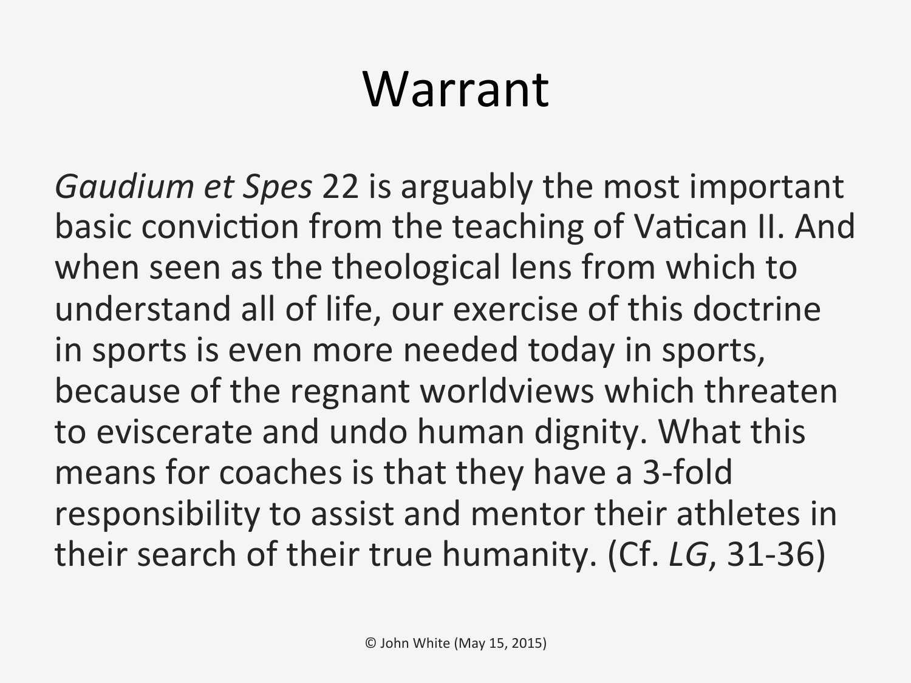# Warrant

*Gaudium et Spes* 22 is arguably the most important basic conviction from the teaching of Vatican II. And when seen as the theological lens from which to understand all of life, our exercise of this doctrine in sports is even more needed today in sports, because of the regnant worldviews which threaten to eviscerate and undo human dignity. What this means for coaches is that they have a 3-fold responsibility to assist and mentor their athletes in their search of their true humanity. (Cf. *LG*, 31-36)

© John White (May 15, 2015)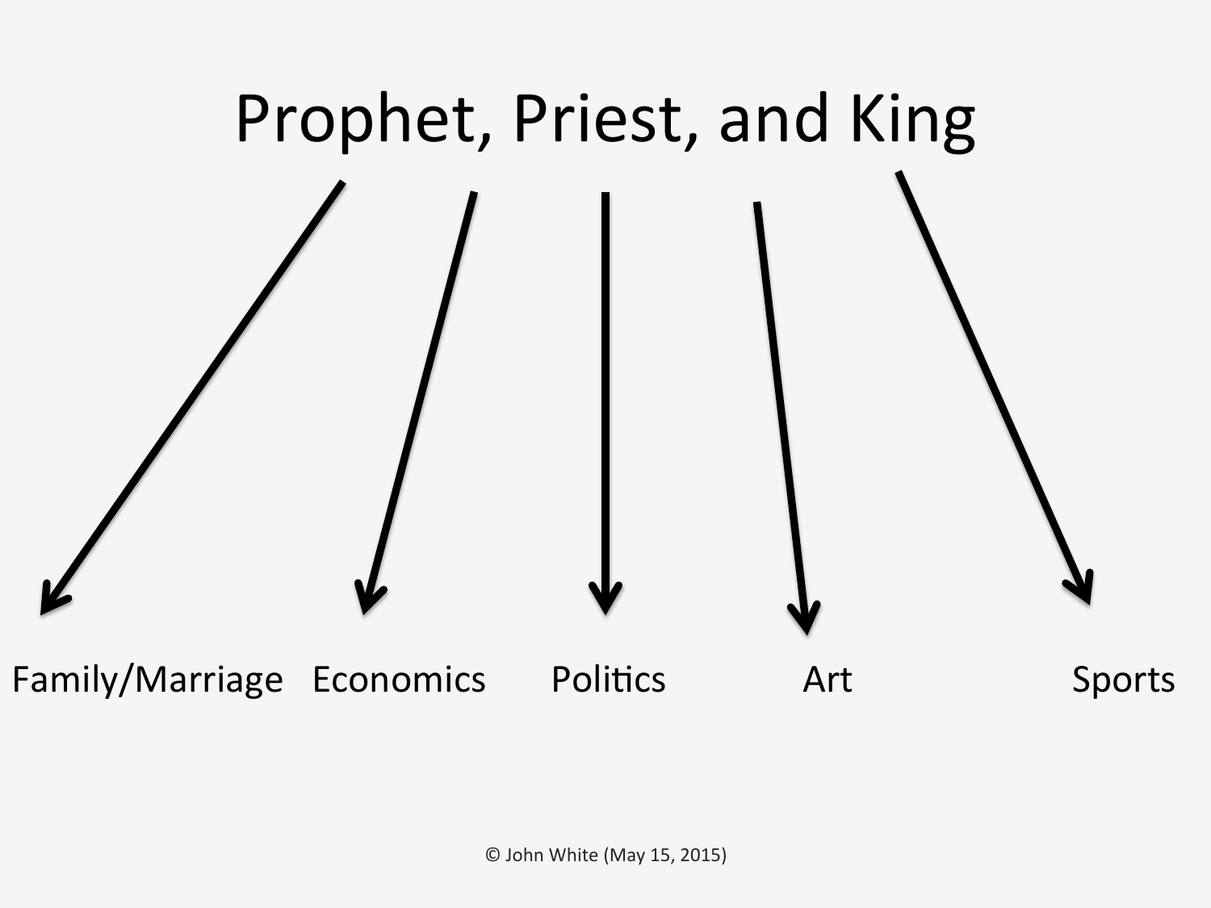# Prophet, Priest, and King

Family/Marriage

Economics

Politics

Art

Sports

© John White (May 15, 2015)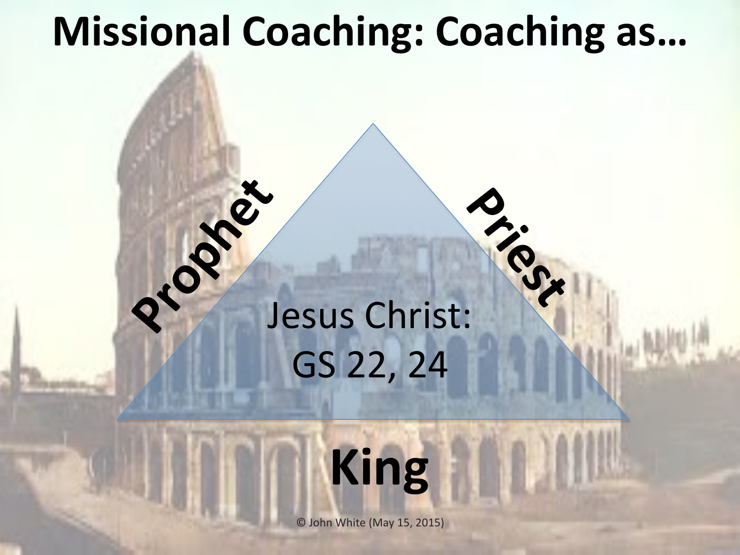# Missional Coaching: Coaching as…

Prophet

Priest

Jesus Christ:
GS 22, 24

King

© John White (May 15, 2015)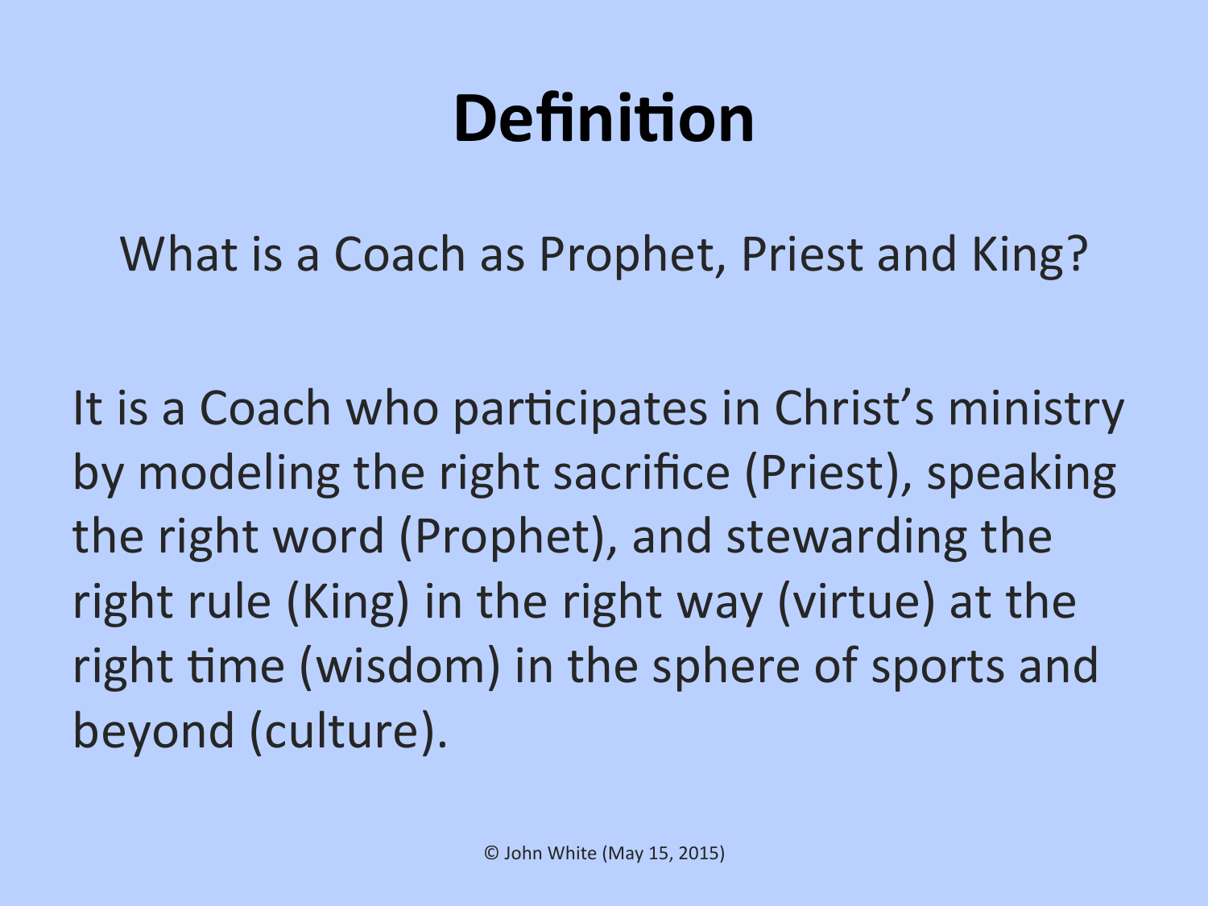# Definition

What is a Coach as Prophet, Priest and King?

It is a Coach who participates in Christ's ministry by modeling the right sacrifice (Priest), speaking the right word (Prophet), and stewarding the right rule (King) in the right way (virtue) at the right time (wisdom) in the sphere of sports and beyond (culture).

© John White (May 15, 2015)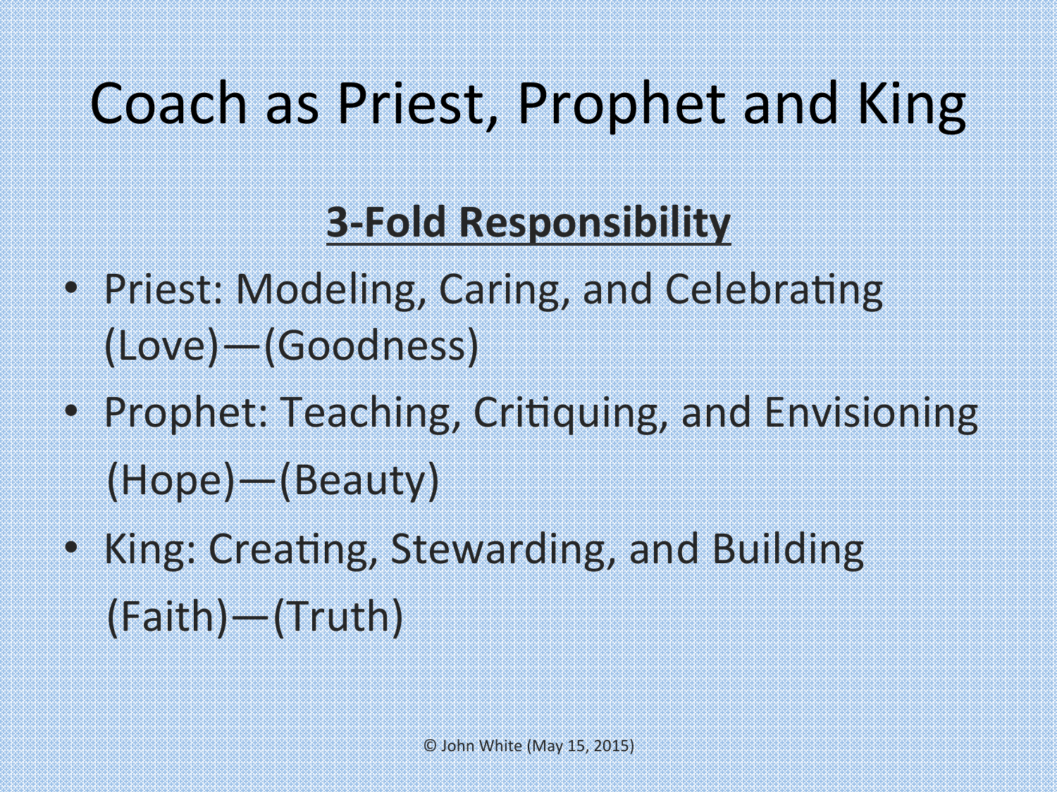# Coach as Priest, Prophet and King

**3-Fold Responsibility**

- Priest: Modeling, Caring, and Celebrating (Love)—(Goodness)
- Prophet: Teaching, Critiquing, and Envisioning (Hope)—(Beauty)
- King: Creating, Stewarding, and Building (Faith)—(Truth)

© John White (May 15, 2015)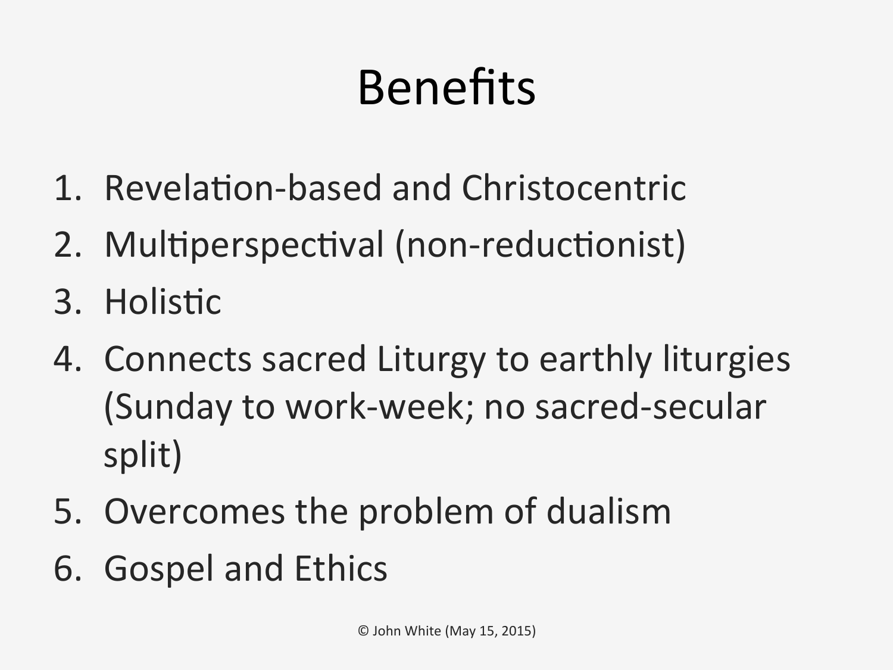# Benefits

1. Revelation-based and Christocentric
2. Multiperspectival (non-reductionist)
3. Holistic
4. Connects sacred Liturgy to earthly liturgies (Sunday to work-week; no sacred-secular split)
5. Overcomes the problem of dualism
6. Gospel and Ethics

© John White (May 15, 2015)